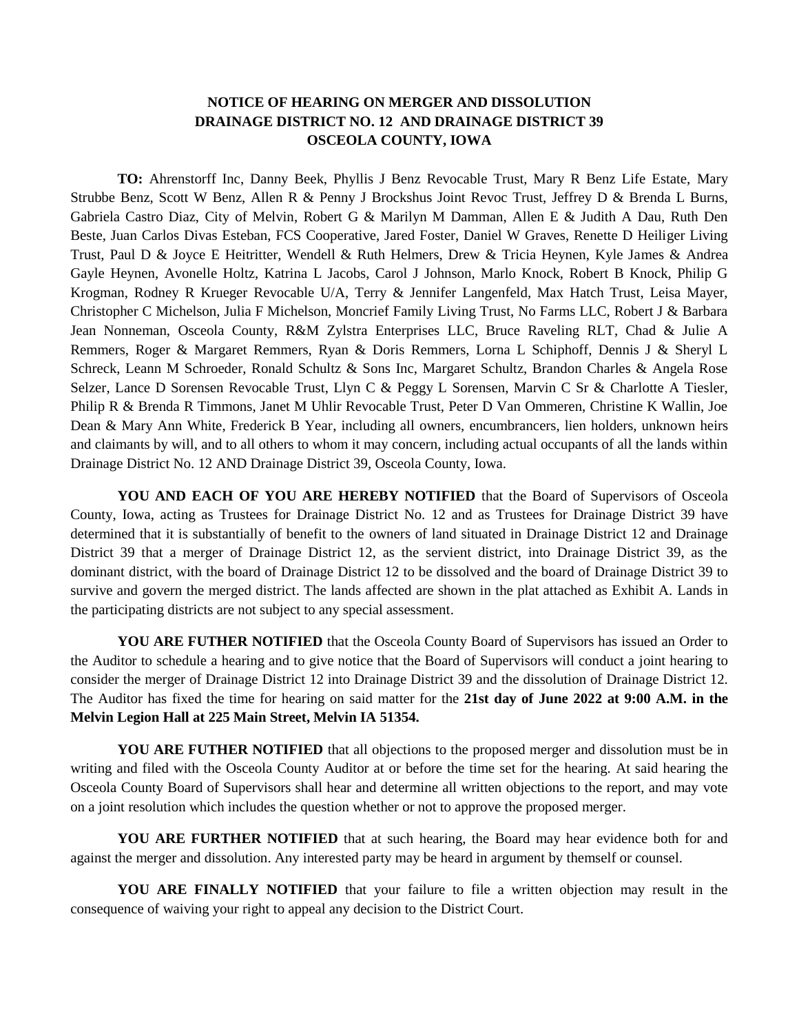# NOTICE OF HEARING ON MERGER AND DISSOLUTION
# DRAINAGE DISTRICT NO. 12 AND DRAINAGE DISTRICT 39
# OSCEOLA COUNTY, IOWA

**TO:** Ahrenstorff Inc, Danny Beek, Phyllis J Benz Revocable Trust, Mary R Benz Life Estate, Mary Strubbe Benz, Scott W Benz, Allen R & Penny J Brockshus Joint Revoc Trust, Jeffrey D & Brenda L Burns, Gabriela Castro Diaz, City of Melvin, Robert G & Marilyn M Damman, Allen E & Judith A Dau, Ruth Den Beste, Juan Carlos Divas Esteban, FCS Cooperative, Jared Foster, Daniel W Graves, Renette D Heiliger Living Trust, Paul D & Joyce E Heitritter, Wendell & Ruth Helmers, Drew & Tricia Heynen, Kyle James & Andrea Gayle Heynen, Avonelle Holtz, Katrina L Jacobs, Carol J Johnson, Marlo Knock, Robert B Knock, Philip G Krogman, Rodney R Krueger Revocable U/A, Terry & Jennifer Langenfeld, Max Hatch Trust, Leisa Mayer, Christopher C Michelson, Julia F Michelson, Moncrief Family Living Trust, No Farms LLC, Robert J & Barbara Jean Nonneman, Osceola County, R&M Zylstra Enterprises LLC, Bruce Raveling RLT, Chad & Julie A Remmers, Roger & Margaret Remmers, Ryan & Doris Remmers, Lorna L Schiphoff, Dennis J & Sheryl L Schreck, Leann M Schroeder, Ronald Schultz & Sons Inc, Margaret Schultz, Brandon Charles & Angela Rose Selzer, Lance D Sorensen Revocable Trust, Llyn C & Peggy L Sorensen, Marvin C Sr & Charlotte A Tiesler, Philip R & Brenda R Timmons, Janet M Uhlir Revocable Trust, Peter D Van Ommeren, Christine K Wallin, Joe Dean & Mary Ann White, Frederick B Year, including all owners, encumbrancers, lien holders, unknown heirs and claimants by will, and to all others to whom it may concern, including actual occupants of all the lands within Drainage District No. 12 AND Drainage District 39, Osceola County, Iowa.

**YOU AND EACH OF YOU ARE HEREBY NOTIFIED** that the Board of Supervisors of Osceola County, Iowa, acting as Trustees for Drainage District No. 12 and as Trustees for Drainage District 39 have determined that it is substantially of benefit to the owners of land situated in Drainage District 12 and Drainage District 39 that a merger of Drainage District 12, as the servient district, into Drainage District 39, as the dominant district, with the board of Drainage District 12 to be dissolved and the board of Drainage District 39 to survive and govern the merged district. The lands affected are shown in the plat attached as Exhibit A. Lands in the participating districts are not subject to any special assessment.

**YOU ARE FUTHER NOTIFIED** that the Osceola County Board of Supervisors has issued an Order to the Auditor to schedule a hearing and to give notice that the Board of Supervisors will conduct a joint hearing to consider the merger of Drainage District 12 into Drainage District 39 and the dissolution of Drainage District 12. The Auditor has fixed the time for hearing on said matter for the **21st day of June 2022 at 9:00 A.M. in the Melvin Legion Hall at 225 Main Street, Melvin IA 51354.**

**YOU ARE FUTHER NOTIFIED** that all objections to the proposed merger and dissolution must be in writing and filed with the Osceola County Auditor at or before the time set for the hearing. At said hearing the Osceola County Board of Supervisors shall hear and determine all written objections to the report, and may vote on a joint resolution which includes the question whether or not to approve the proposed merger.

**YOU ARE FURTHER NOTIFIED** that at such hearing, the Board may hear evidence both for and against the merger and dissolution. Any interested party may be heard in argument by themself or counsel.

**YOU ARE FINALLY NOTIFIED** that your failure to file a written objection may result in the consequence of waiving your right to appeal any decision to the District Court.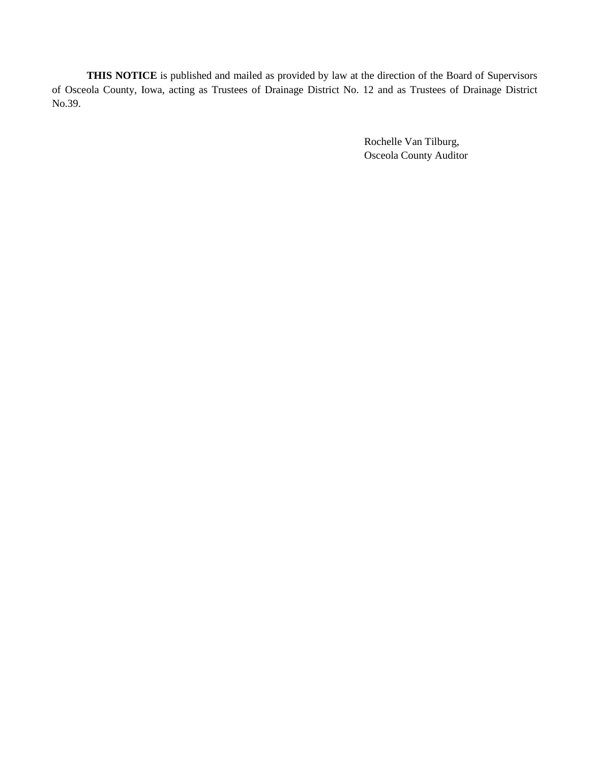**THIS NOTICE** is published and mailed as provided by law at the direction of the Board of Supervisors of Osceola County, Iowa, acting as Trustees of Drainage District No. 12 and as Trustees of Drainage District No.39.

Rochelle Van Tilburg,
Osceola County Auditor